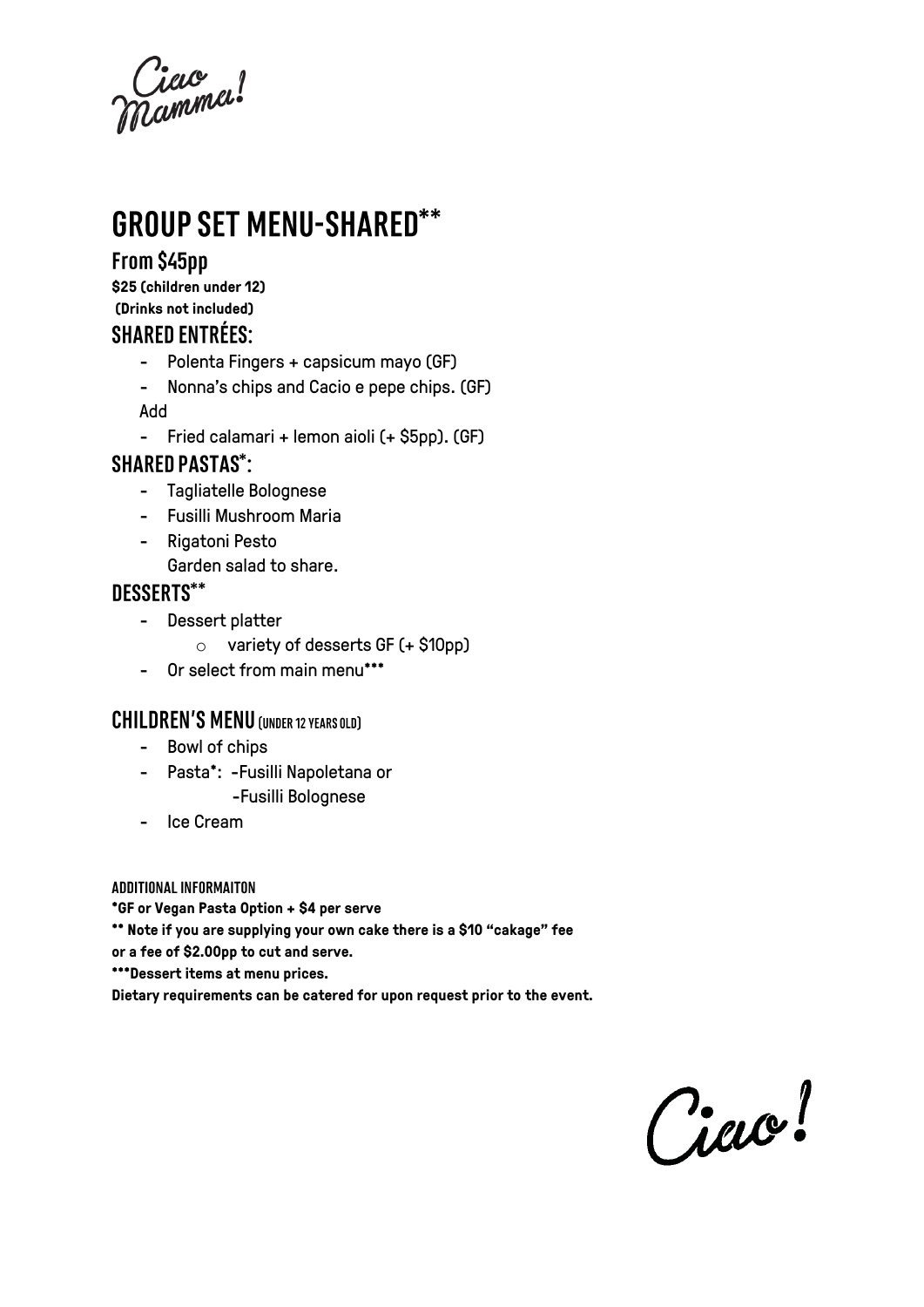Ciao Mamma!

# GROUP SET MENU-SHARED**

## From $45pp

**$25 (children under 12)**
**(Drinks not included)**

## SHARED ENTRÉES:

- Polenta Fingers + capsicum mayo (GF)
- Nonna's chips and Cacio e pepe chips. (GF)

Add

- Fried calamari + lemon aioli (+ $5pp). (GF)

## SHARED PASTAS*:

- Tagliatelle Bolognese
- Fusilli Mushroom Maria
- Rigatoni Pesto

  Garden salad to share.

## DESSERTS**

- Dessert platter
    - variety of desserts GF (+ $10pp)
- Or select from main menu***

## CHILDREN'S MENU (UNDER 12 YEARS OLD)

- Bowl of chips
- Pasta*: -Fusilli Napoletana or
  -Fusilli Bolognese
- Ice Cream

**ADDITIONAL INFORMAITON**

**\*GF or Vegan Pasta Option + $4 per serve**
**\*\* Note if you are supplying your own cake there is a $10 "cakage" fee or a fee of $2.00pp to cut and serve.**
**\*\*\*Dessert items at menu prices.**
**Dietary requirements can be catered for upon request prior to the event.**

Ciao!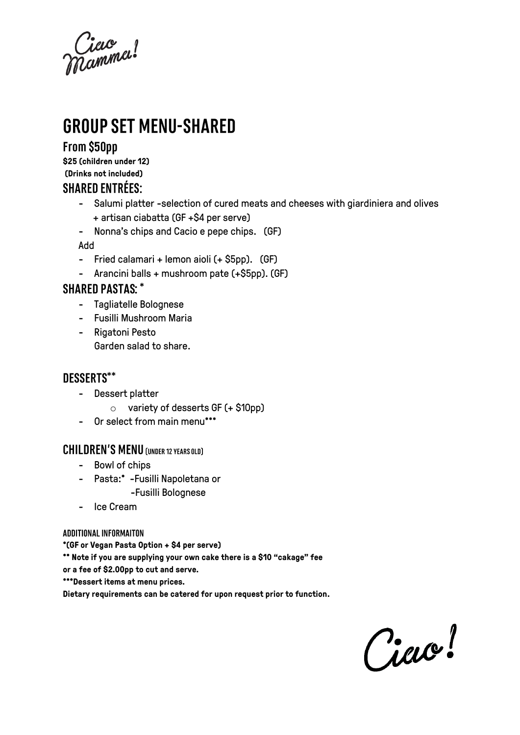Ciao Mamma!

# GROUP SET MENU-SHARED

## From $50pp

**$25 (children under 12)**
**(Drinks not included)**

## SHARED ENTRÉES:

- Salumi platter -selection of cured meats and cheeses with giardiniera and olives + artisan ciabatta (GF +$4 per serve)
- Nonna's chips and Cacio e pepe chips. (GF)

Add

- Fried calamari + lemon aioli (+ $5pp). (GF)
- Arancini balls + mushroom pate (+$5pp). (GF)

## SHARED PASTAS: *

- Tagliatelle Bolognese
- Fusilli Mushroom Maria
- Rigatoni Pesto
  Garden salad to share.

## DESSERTS**

- Dessert platter
  - variety of desserts GF (+ $10pp)
- Or select from main menu***

## CHILDREN'S MENU (UNDER 12 YEARS OLD)

- Bowl of chips
- Pasta:* -Fusilli Napoletana or
  -Fusilli Bolognese
- Ice Cream

**ADDITIONAL INFORMAITON**

**\*(GF or Vegan Pasta Option + $4 per serve)**

**\*\* Note if you are supplying your own cake there is a $10 "cakage" fee or a fee of $2.00pp to cut and serve.**

**\*\*\*Dessert items at menu prices.**

**Dietary requirements can be catered for upon request prior to function.**

Ciao!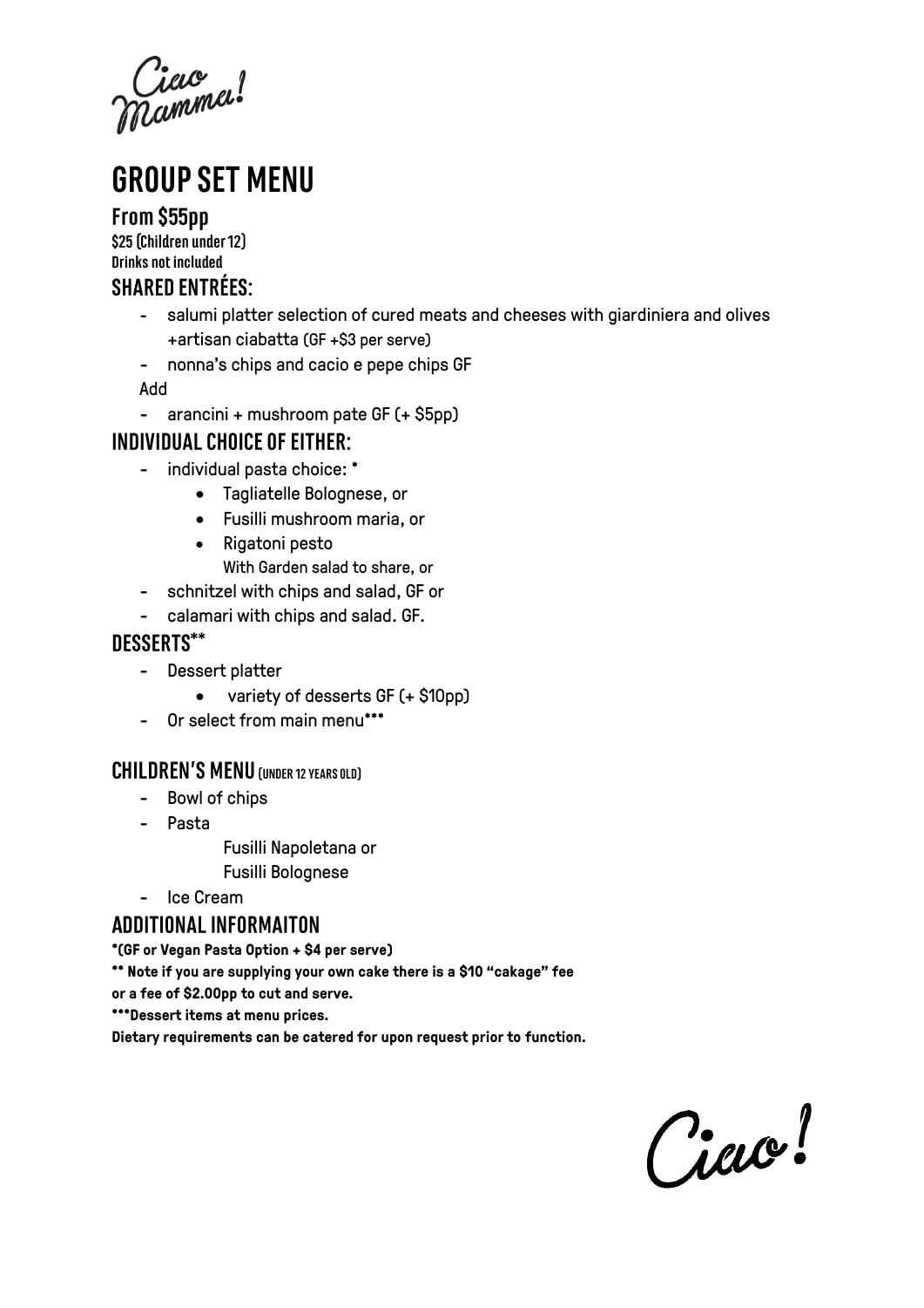Ciao Mamma!

# GROUP SET MENU

**From $55pp**

**$25 (Children under 12)**

**Drinks not included**

## SHARED ENTRÉES:

- salumi platter selection of cured meats and cheeses with giardiniera and olives +artisan ciabatta (GF +$3 per serve)
- nonna's chips and cacio e pepe chips GF

Add

- arancini + mushroom pate GF (+ $5pp)

## INDIVIDUAL CHOICE OF EITHER:

- individual pasta choice: *
  - Tagliatelle Bolognese, or
  - Fusilli mushroom maria, or
  - Rigatoni pesto

    With Garden salad to share, or
- schnitzel with chips and salad, GF or
- calamari with chips and salad. GF.

## DESSERTS**

- Dessert platter
  - variety of desserts GF (+ $10pp)
- Or select from main menu***

## CHILDREN'S MENU (UNDER 12 YEARS OLD)

- Bowl of chips
- Pasta

  Fusilli Napoletana or

  Fusilli Bolognese
- Ice Cream

## ADDITIONAL INFORMAITON

**\*(GF or Vegan Pasta Option + $4 per serve)**

**\*\* Note if you are supplying your own cake there is a $10 "cakage" fee or a fee of $2.00pp to cut and serve.**

**\*\*\*Dessert items at menu prices.**

**Dietary requirements can be catered for upon request prior to function.**

Ciao!